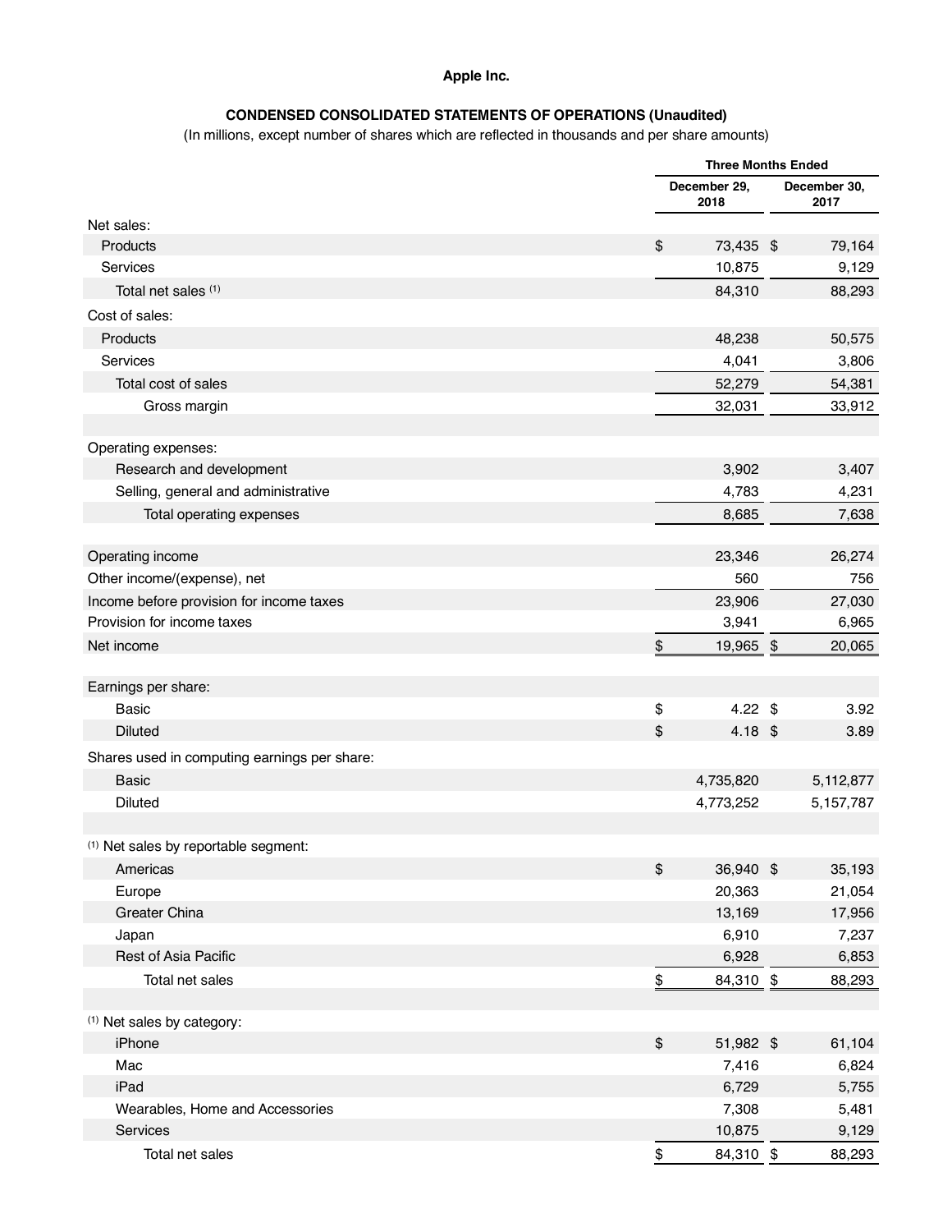**Apple Inc.**

**CONDENSED CONSOLIDATED STATEMENTS OF OPERATIONS (Unaudited)**

(In millions, except number of shares which are reflected in thousands and per share amounts)

| | Three Months Ended | |
|---|---|---|
| | December 29, 2018 | December 30, 2017 |
| Net sales: | | |
| Products | $ 73,435 | $ 79,164 |
| Services | 10,875 | 9,129 |
| Total net sales [(1)] | 84,310 | 88,293 |
| Cost of sales: | | |
| Products | 48,238 | 50,575 |
| Services | 4,041 | 3,806 |
| Total cost of sales | 52,279 | 54,381 |
| Gross margin | 32,031 | 33,912 |
| | | |
| Operating expenses: | | |
| Research and development | 3,902 | 3,407 |
| Selling, general and administrative | 4,783 | 4,231 |
| Total operating expenses | 8,685 | 7,638 |
| | | |
| Operating income | 23,346 | 26,274 |
| Other income/(expense), net | 560 | 756 |
| Income before provision for income taxes | 23,906 | 27,030 |
| Provision for income taxes | 3,941 | 6,965 |
| Net income | $ 19,965 | $ 20,065 |
| | | |
| Earnings per share: | | |
| Basic | $ 4.22 | $ 3.92 |
| Diluted | $ 4.18 | $ 3.89 |
| Shares used in computing earnings per share: | | |
| Basic | 4,735,820 | 5,112,877 |
| Diluted | 4,773,252 | 5,157,787 |
| | | |
| [(1)] Net sales by reportable segment: | | |
| Americas | $ 36,940 | $ 35,193 |
| Europe | 20,363 | 21,054 |
| Greater China | 13,169 | 17,956 |
| Japan | 6,910 | 7,237 |
| Rest of Asia Pacific | 6,928 | 6,853 |
| Total net sales | $ 84,310 | $ 88,293 |
| | | |
| [(1)] Net sales by category: | | |
| iPhone | $ 51,982 | $ 61,104 |
| Mac | 7,416 | 6,824 |
| iPad | 6,729 | 5,755 |
| Wearables, Home and Accessories | 7,308 | 5,481 |
| Services | 10,875 | 9,129 |
| Total net sales | $ 84,310 | $ 88,293 |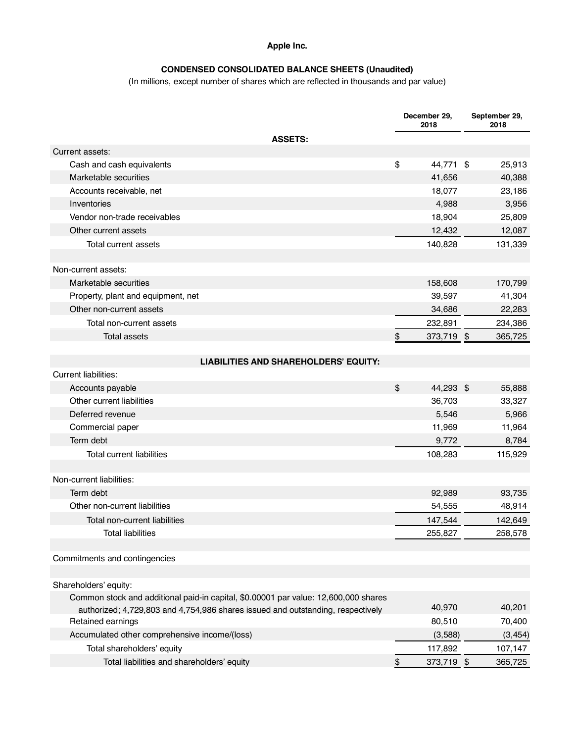**Apple Inc.**

**CONDENSED CONSOLIDATED BALANCE SHEETS (Unaudited)**

(In millions, except number of shares which are reflected in thousands and par value)

| | December 29, 2018 | September 29, 2018 |
|---|---|---|
| **ASSETS:** | | |
| Current assets: | | |
| Cash and cash equivalents | $ 44,771 | $ 25,913 |
| Marketable securities | 41,656 | 40,388 |
| Accounts receivable, net | 18,077 | 23,186 |
| Inventories | 4,988 | 3,956 |
| Vendor non-trade receivables | 18,904 | 25,809 |
| Other current assets | 12,432 | 12,087 |
| Total current assets | 140,828 | 131,339 |
| | | |
| Non-current assets: | | |
| Marketable securities | 158,608 | 170,799 |
| Property, plant and equipment, net | 39,597 | 41,304 |
| Other non-current assets | 34,686 | 22,283 |
| Total non-current assets | 232,891 | 234,386 |
| Total assets | $ 373,719 | $ 365,725 |
| | | |
| **LIABILITIES AND SHAREHOLDERS' EQUITY:** | | |
| Current liabilities: | | |
| Accounts payable | $ 44,293 | $ 55,888 |
| Other current liabilities | 36,703 | 33,327 |
| Deferred revenue | 5,546 | 5,966 |
| Commercial paper | 11,969 | 11,964 |
| Term debt | 9,772 | 8,784 |
| Total current liabilities | 108,283 | 115,929 |
| | | |
| Non-current liabilities: | | |
| Term debt | 92,989 | 93,735 |
| Other non-current liabilities | 54,555 | 48,914 |
| Total non-current liabilities | 147,544 | 142,649 |
| Total liabilities | 255,827 | 258,578 |
| | | |
| Commitments and contingencies | | |
| | | |
| Shareholders' equity: | | |
| Common stock and additional paid-in capital, $0.00001 par value: 12,600,000 shares authorized; 4,729,803 and 4,754,986 shares issued and outstanding, respectively | 40,970 | 40,201 |
| Retained earnings | 80,510 | 70,400 |
| Accumulated other comprehensive income/(loss) | (3,588) | (3,454) |
| Total shareholders' equity | 117,892 | 107,147 |
| Total liabilities and shareholders' equity | $ 373,719 | $ 365,725 |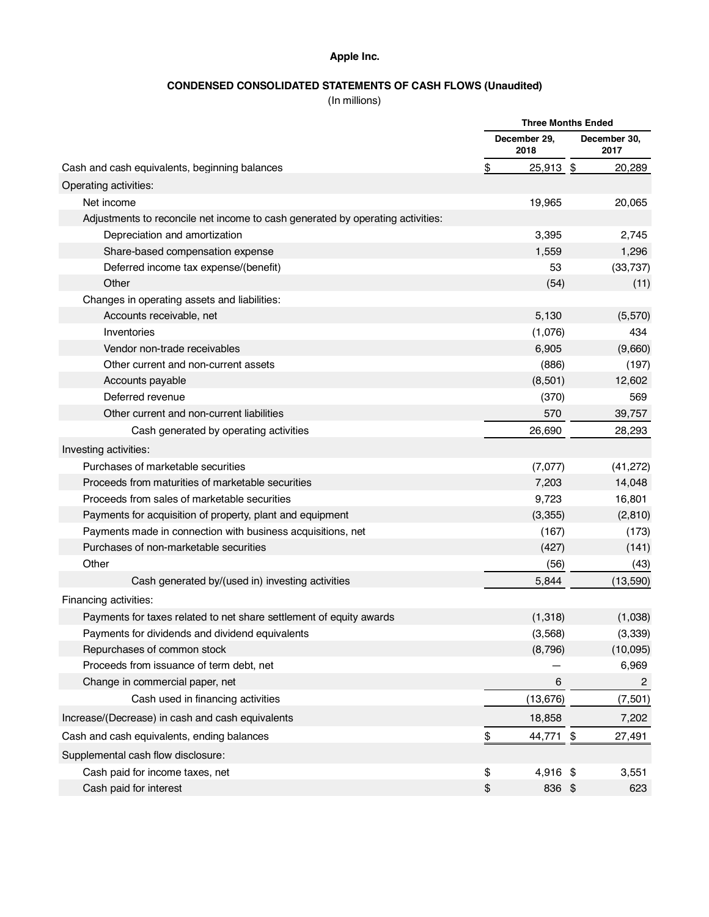**Apple Inc.**

**CONDENSED CONSOLIDATED STATEMENTS OF CASH FLOWS (Unaudited)**

(In millions)

| | Three Months Ended | |
|---|---|---|
| | December 29, 2018 | December 30, 2017 |
| Cash and cash equivalents, beginning balances | $ 25,913 | $ 20,289 |
| Operating activities: | | |
| Net income | 19,965 | 20,065 |
| Adjustments to reconcile net income to cash generated by operating activities: | | |
| Depreciation and amortization | 3,395 | 2,745 |
| Share-based compensation expense | 1,559 | 1,296 |
| Deferred income tax expense/(benefit) | 53 | (33,737) |
| Other | (54) | (11) |
| Changes in operating assets and liabilities: | | |
| Accounts receivable, net | 5,130 | (5,570) |
| Inventories | (1,076) | 434 |
| Vendor non-trade receivables | 6,905 | (9,660) |
| Other current and non-current assets | (886) | (197) |
| Accounts payable | (8,501) | 12,602 |
| Deferred revenue | (370) | 569 |
| Other current and non-current liabilities | 570 | 39,757 |
| Cash generated by operating activities | 26,690 | 28,293 |
| Investing activities: | | |
| Purchases of marketable securities | (7,077) | (41,272) |
| Proceeds from maturities of marketable securities | 7,203 | 14,048 |
| Proceeds from sales of marketable securities | 9,723 | 16,801 |
| Payments for acquisition of property, plant and equipment | (3,355) | (2,810) |
| Payments made in connection with business acquisitions, net | (167) | (173) |
| Purchases of non-marketable securities | (427) | (141) |
| Other | (56) | (43) |
| Cash generated by/(used in) investing activities | 5,844 | (13,590) |
| Financing activities: | | |
| Payments for taxes related to net share settlement of equity awards | (1,318) | (1,038) |
| Payments for dividends and dividend equivalents | (3,568) | (3,339) |
| Repurchases of common stock | (8,796) | (10,095) |
| Proceeds from issuance of term debt, net | — | 6,969 |
| Change in commercial paper, net | 6 | 2 |
| Cash used in financing activities | (13,676) | (7,501) |
| Increase/(Decrease) in cash and cash equivalents | 18,858 | 7,202 |
| Cash and cash equivalents, ending balances | $ 44,771 | $ 27,491 |
| Supplemental cash flow disclosure: | | |
| Cash paid for income taxes, net | $ 4,916 | $ 3,551 |
| Cash paid for interest | $ 836 | $ 623 |